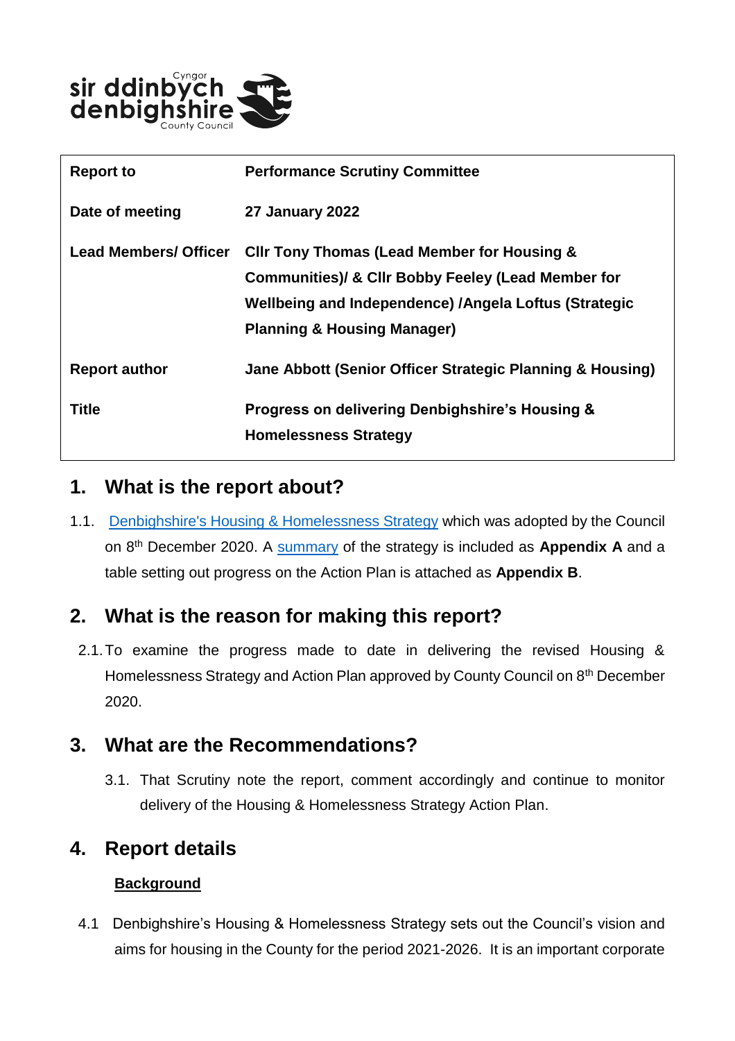Cyngor sir ddinbych denbighshire County Council

| Report to | Performance Scrutiny Committee |
| --- | --- |
| Date of meeting | 27 January 2022 |
| Lead Members/ Officer | Cllr Tony Thomas (Lead Member for Housing & Communities)/ & Cllr Bobby Feeley (Lead Member for Wellbeing and Independence) /Angela Loftus (Strategic Planning & Housing Manager) |
| Report author | Jane Abbott (Senior Officer Strategic Planning & Housing) |
| Title | Progress on delivering Denbighshire's Housing & Homelessness Strategy |

## 1. What is the report about?

1.1. Denbighshire's Housing & Homelessness Strategy which was adopted by the Council on 8th December 2020. A summary of the strategy is included as **Appendix A** and a table setting out progress on the Action Plan is attached as **Appendix B**.

## 2. What is the reason for making this report?

2.1. To examine the progress made to date in delivering the revised Housing & Homelessness Strategy and Action Plan approved by County Council on 8th December 2020.

## 3. What are the Recommendations?

3.1. That Scrutiny note the report, comment accordingly and continue to monitor delivery of the Housing & Homelessness Strategy Action Plan.

## 4. Report details

**Background**

4.1 Denbighshire's Housing & Homelessness Strategy sets out the Council's vision and aims for housing in the County for the period 2021-2026. It is an important corporate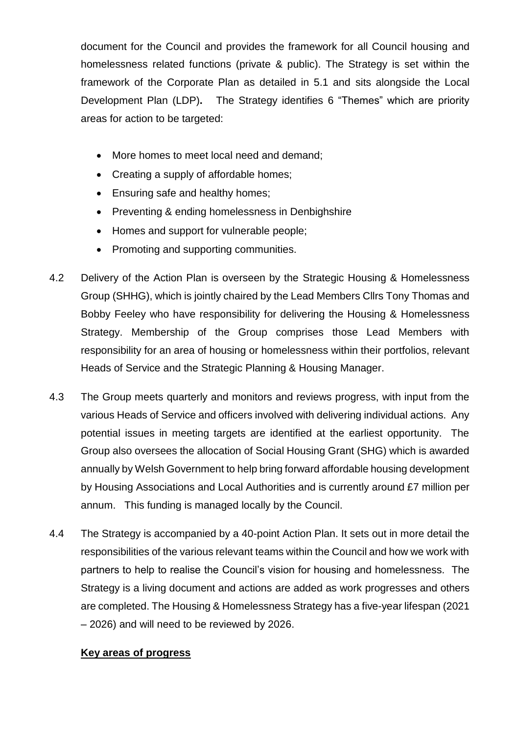document for the Council and provides the framework for all Council housing and homelessness related functions (private & public). The Strategy is set within the framework of the Corporate Plan as detailed in 5.1 and sits alongside the Local Development Plan (LDP). The Strategy identifies 6 "Themes" which are priority areas for action to be targeted:

- More homes to meet local need and demand;
- Creating a supply of affordable homes;
- Ensuring safe and healthy homes;
- Preventing & ending homelessness in Denbighshire
- Homes and support for vulnerable people;
- Promoting and supporting communities.

4.2 Delivery of the Action Plan is overseen by the Strategic Housing & Homelessness Group (SHHG), which is jointly chaired by the Lead Members Cllrs Tony Thomas and Bobby Feeley who have responsibility for delivering the Housing & Homelessness Strategy. Membership of the Group comprises those Lead Members with responsibility for an area of housing or homelessness within their portfolios, relevant Heads of Service and the Strategic Planning & Housing Manager.

4.3 The Group meets quarterly and monitors and reviews progress, with input from the various Heads of Service and officers involved with delivering individual actions. Any potential issues in meeting targets are identified at the earliest opportunity. The Group also oversees the allocation of Social Housing Grant (SHG) which is awarded annually by Welsh Government to help bring forward affordable housing development by Housing Associations and Local Authorities and is currently around £7 million per annum. This funding is managed locally by the Council.

4.4 The Strategy is accompanied by a 40-point Action Plan. It sets out in more detail the responsibilities of the various relevant teams within the Council and how we work with partners to help to realise the Council's vision for housing and homelessness. The Strategy is a living document and actions are added as work progresses and others are completed. The Housing & Homelessness Strategy has a five-year lifespan (2021 – 2026) and will need to be reviewed by 2026.

**Key areas of progress**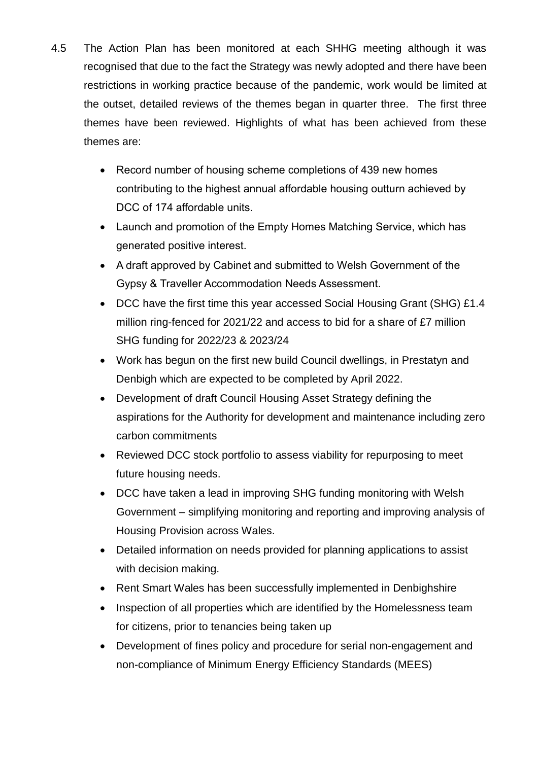4.5 The Action Plan has been monitored at each SHHG meeting although it was recognised that due to the fact the Strategy was newly adopted and there have been restrictions in working practice because of the pandemic, work would be limited at the outset, detailed reviews of the themes began in quarter three. The first three themes have been reviewed. Highlights of what has been achieved from these themes are:

- Record number of housing scheme completions of 439 new homes contributing to the highest annual affordable housing outturn achieved by DCC of 174 affordable units.
- Launch and promotion of the Empty Homes Matching Service, which has generated positive interest.
- A draft approved by Cabinet and submitted to Welsh Government of the Gypsy & Traveller Accommodation Needs Assessment.
- DCC have the first time this year accessed Social Housing Grant (SHG) £1.4 million ring-fenced for 2021/22 and access to bid for a share of £7 million SHG funding for 2022/23 & 2023/24
- Work has begun on the first new build Council dwellings, in Prestatyn and Denbigh which are expected to be completed by April 2022.
- Development of draft Council Housing Asset Strategy defining the aspirations for the Authority for development and maintenance including zero carbon commitments
- Reviewed DCC stock portfolio to assess viability for repurposing to meet future housing needs.
- DCC have taken a lead in improving SHG funding monitoring with Welsh Government – simplifying monitoring and reporting and improving analysis of Housing Provision across Wales.
- Detailed information on needs provided for planning applications to assist with decision making.
- Rent Smart Wales has been successfully implemented in Denbighshire
- Inspection of all properties which are identified by the Homelessness team for citizens, prior to tenancies being taken up
- Development of fines policy and procedure for serial non-engagement and non-compliance of Minimum Energy Efficiency Standards (MEES)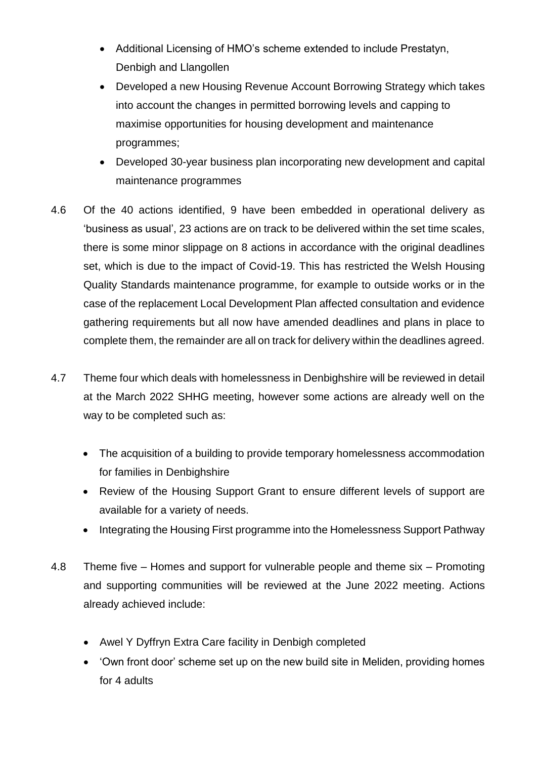- Additional Licensing of HMO's scheme extended to include Prestatyn, Denbigh and Llangollen
- Developed a new Housing Revenue Account Borrowing Strategy which takes into account the changes in permitted borrowing levels and capping to maximise opportunities for housing development and maintenance programmes;
- Developed 30-year business plan incorporating new development and capital maintenance programmes

4.6 Of the 40 actions identified, 9 have been embedded in operational delivery as 'business as usual', 23 actions are on track to be delivered within the set time scales, there is some minor slippage on 8 actions in accordance with the original deadlines set, which is due to the impact of Covid-19. This has restricted the Welsh Housing Quality Standards maintenance programme, for example to outside works or in the case of the replacement Local Development Plan affected consultation and evidence gathering requirements but all now have amended deadlines and plans in place to complete them, the remainder are all on track for delivery within the deadlines agreed.

4.7 Theme four which deals with homelessness in Denbighshire will be reviewed in detail at the March 2022 SHHG meeting, however some actions are already well on the way to be completed such as:

- The acquisition of a building to provide temporary homelessness accommodation for families in Denbighshire
- Review of the Housing Support Grant to ensure different levels of support are available for a variety of needs.
- Integrating the Housing First programme into the Homelessness Support Pathway

4.8 Theme five – Homes and support for vulnerable people and theme six – Promoting and supporting communities will be reviewed at the June 2022 meeting. Actions already achieved include:

- Awel Y Dyffryn Extra Care facility in Denbigh completed
- 'Own front door' scheme set up on the new build site in Meliden, providing homes for 4 adults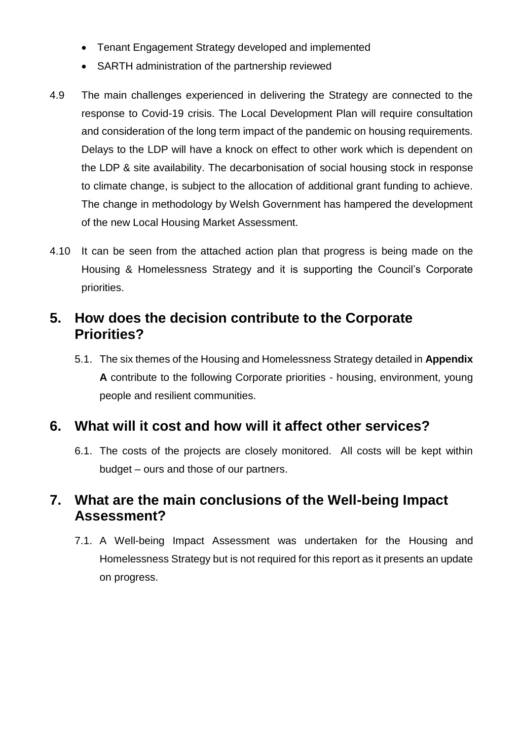- Tenant Engagement Strategy developed and implemented
- SARTH administration of the partnership reviewed

4.9 The main challenges experienced in delivering the Strategy are connected to the response to Covid-19 crisis. The Local Development Plan will require consultation and consideration of the long term impact of the pandemic on housing requirements. Delays to the LDP will have a knock on effect to other work which is dependent on the LDP & site availability. The decarbonisation of social housing stock in response to climate change, is subject to the allocation of additional grant funding to achieve. The change in methodology by Welsh Government has hampered the development of the new Local Housing Market Assessment.

4.10 It can be seen from the attached action plan that progress is being made on the Housing & Homelessness Strategy and it is supporting the Council's Corporate priorities.

## 5. How does the decision contribute to the Corporate Priorities?

5.1. The six themes of the Housing and Homelessness Strategy detailed in **Appendix A** contribute to the following Corporate priorities - housing, environment, young people and resilient communities.

## 6. What will it cost and how will it affect other services?

6.1. The costs of the projects are closely monitored. All costs will be kept within budget – ours and those of our partners.

## 7. What are the main conclusions of the Well-being Impact Assessment?

7.1. A Well-being Impact Assessment was undertaken for the Housing and Homelessness Strategy but is not required for this report as it presents an update on progress.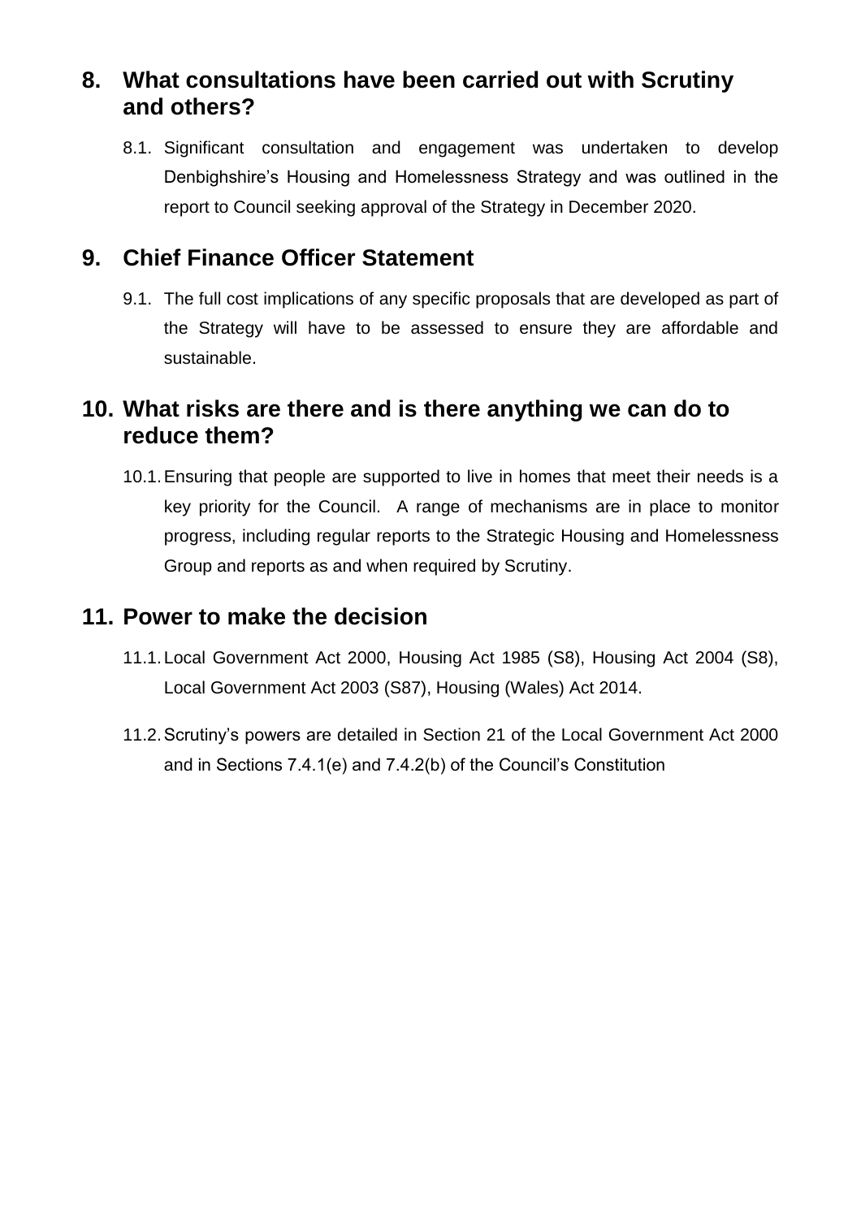## 8. What consultations have been carried out with Scrutiny and others?

8.1. Significant consultation and engagement was undertaken to develop Denbighshire's Housing and Homelessness Strategy and was outlined in the report to Council seeking approval of the Strategy in December 2020.

## 9. Chief Finance Officer Statement

9.1. The full cost implications of any specific proposals that are developed as part of the Strategy will have to be assessed to ensure they are affordable and sustainable.

## 10. What risks are there and is there anything we can do to reduce them?

10.1. Ensuring that people are supported to live in homes that meet their needs is a key priority for the Council. A range of mechanisms are in place to monitor progress, including regular reports to the Strategic Housing and Homelessness Group and reports as and when required by Scrutiny.

## 11. Power to make the decision

11.1. Local Government Act 2000, Housing Act 1985 (S8), Housing Act 2004 (S8), Local Government Act 2003 (S87), Housing (Wales) Act 2014.

11.2. Scrutiny's powers are detailed in Section 21 of the Local Government Act 2000 and in Sections 7.4.1(e) and 7.4.2(b) of the Council's Constitution